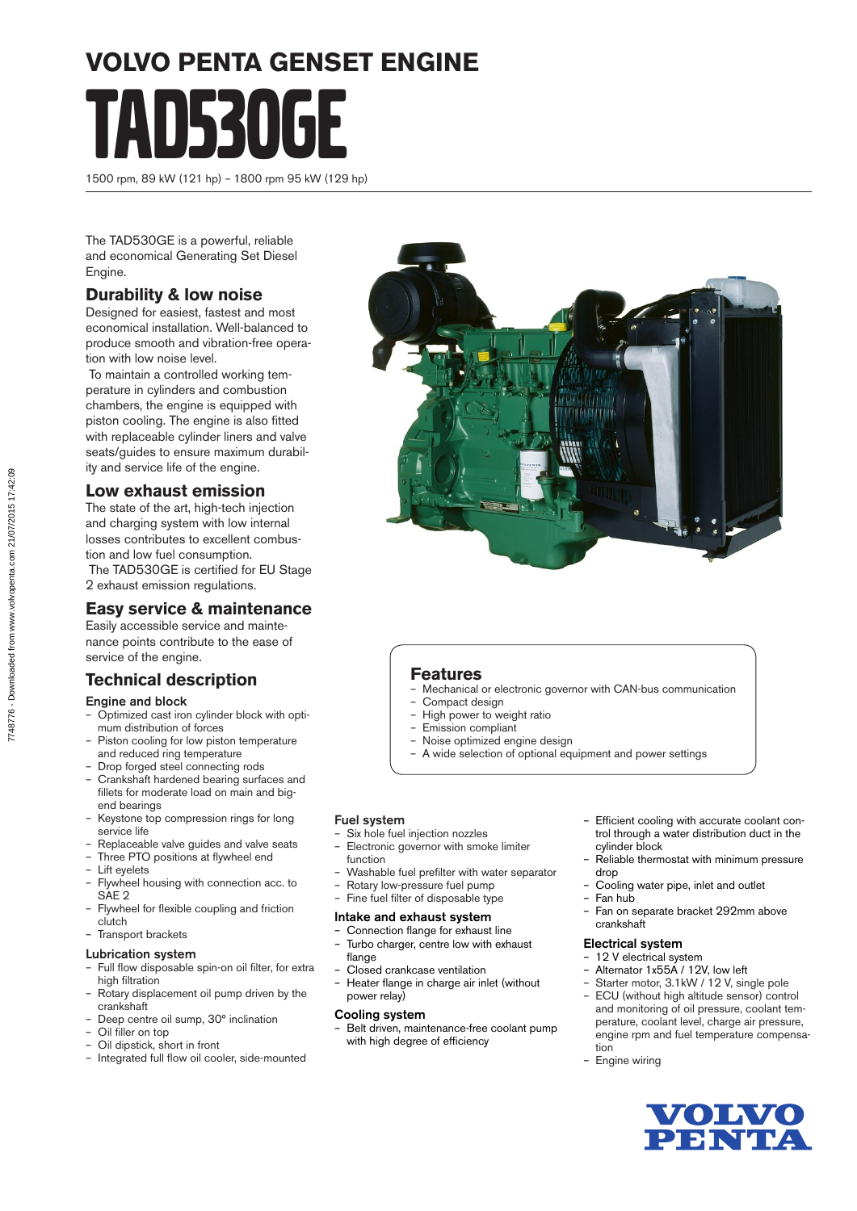# VOLVO PENTA GENSET ENGINE

# TAD530GE

1500 rpm, 89 kW (121 hp) – 1800 rpm 95 kW (129 hp)

The TAD530GE is a powerful, reliable and economical Generating Set Diesel Engine.

## Durability & low noise

Designed for easiest, fastest and most economical installation. Well-balanced to produce smooth and vibration-free operation with low noise level.

To maintain a controlled working temperature in cylinders and combustion chambers, the engine is equipped with piston cooling. The engine is also fitted with replaceable cylinder liners and valve seats/guides to ensure maximum durability and service life of the engine.

## Low exhaust emission

The state of the art, high-tech injection and charging system with low internal losses contributes to excellent combustion and low fuel consumption.

The TAD530GE is certified for EU Stage 2 exhaust emission regulations.

## Easy service & maintenance

Easily accessible service and maintenance points contribute to the ease of service of the engine.

## Features

- Mechanical or electronic governor with CAN-bus communication
- Compact design
- High power to weight ratio
- Emission compliant
- Noise optimized engine design
- A wide selection of optional equipment and power settings

## Technical description

### Engine and block

- Optimized cast iron cylinder block with optimum distribution of forces
- Piston cooling for low piston temperature and reduced ring temperature
- Drop forged steel connecting rods
- Crankshaft hardened bearing surfaces and fillets for moderate load on main and big-end bearings
- Keystone top compression rings for long service life
- Replaceable valve guides and valve seats
- Three PTO positions at flywheel end
- Lift eyelets
- Flywheel housing with connection acc. to SAE 2
- Flywheel for flexible coupling and friction clutch
- Transport brackets

### Lubrication system

- Full flow disposable spin-on oil filter, for extra high filtration
- Rotary displacement oil pump driven by the crankshaft
- Deep centre oil sump, 30° inclination
- Oil filler on top
- Oil dipstick, short in front
- Integrated full flow oil cooler, side-mounted

### Fuel system

- Six hole fuel injection nozzles
- Electronic governor with smoke limiter function
- Washable fuel prefilter with water separator
- Rotary low-pressure fuel pump
- Fine fuel filter of disposable type

### Intake and exhaust system

- Connection flange for exhaust line
- Turbo charger, centre low with exhaust flange
- Closed crankcase ventilation
- Heater flange in charge air inlet (without power relay)

### Cooling system

- Belt driven, maintenance-free coolant pump with high degree of efficiency
- Efficient cooling with accurate coolant control through a water distribution duct in the cylinder block
- Reliable thermostat with minimum pressure drop
- Cooling water pipe, inlet and outlet
- Fan hub
- Fan on separate bracket 292mm above crankshaft

### Electrical system

- 12 V electrical system
- Alternator 1x55A / 12V, low left
- Starter motor, 3.1kW / 12 V, single pole
- ECU (without high altitude sensor) control and monitoring of oil pressure, coolant temperature, coolant level, charge air pressure, engine rpm and fuel temperature compensation
- Engine wiring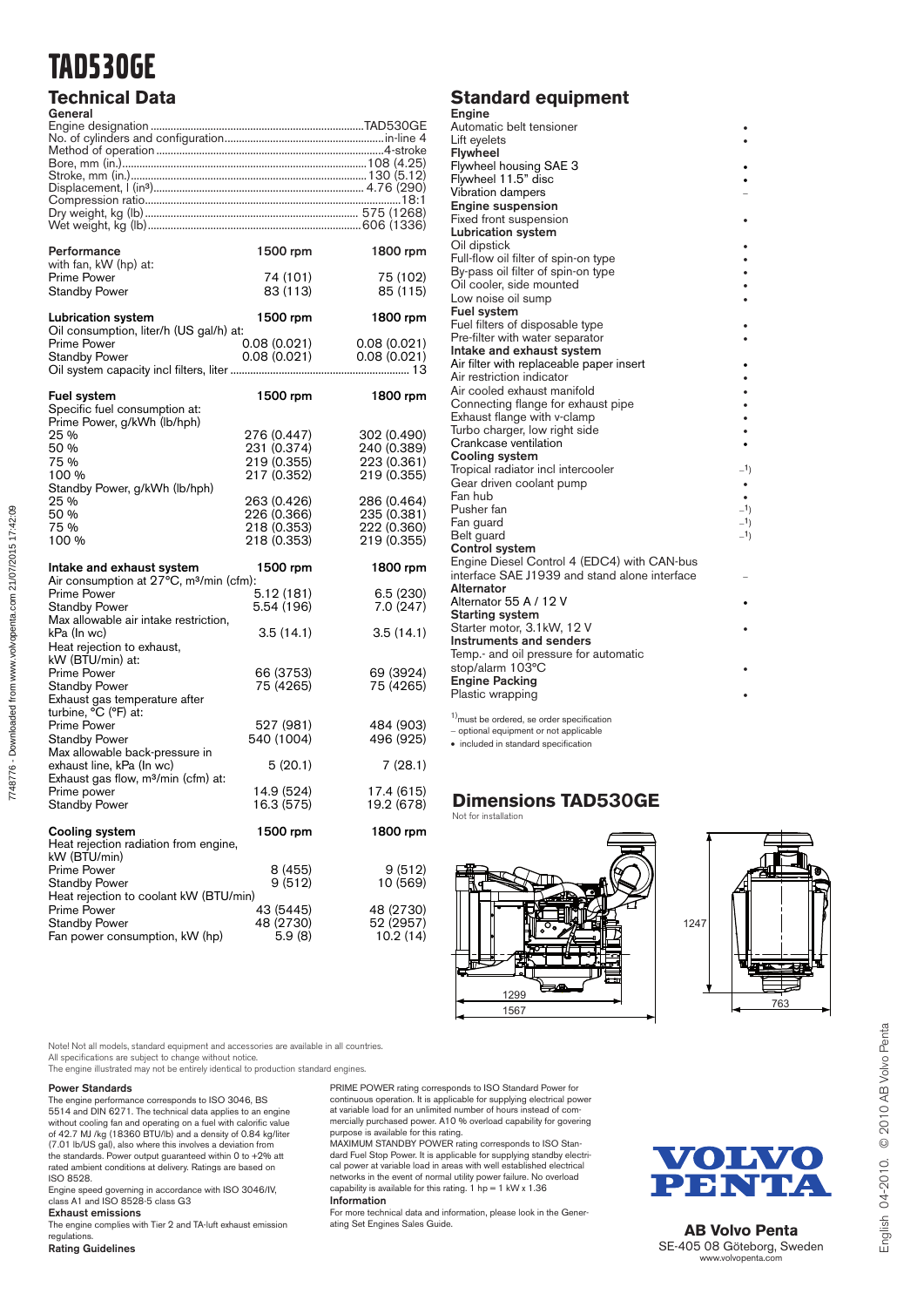# TAD530GE

## Technical Data

### General

| | |
|---|---|
| Engine designation | TAD530GE |
| No. of cylinders and configuration | in-line 4 |
| Method of operation | 4-stroke |
| Bore, mm (in.) | 108 (4.25) |
| Stroke, mm (in.) | 130 (5.12) |
| Displacement, l (in³) | 4.76 (290) |
| Compression ratio | 18:1 |
| Dry weight, kg (lb) | 575 (1268) |
| Wet weight, kg (lb) | 606 (1336) |

| Performance | 1500 rpm | 1800 rpm |
|---|---|---|
| with fan, kW (hp) at: | | |
| Prime Power | 74 (101) | 75 (102) |
| Standby Power | 83 (113) | 85 (115) |

| Lubrication system | 1500 rpm | 1800 rpm |
|---|---|---|
| Oil consumption, liter/h (US gal/h) at: | | |
| Prime Power | 0.08 (0.021) | 0.08 (0.021) |
| Standby Power | 0.08 (0.021) | 0.08 (0.021) |
| Oil system capacity incl filters, liter | | 13 |

| Fuel system | 1500 rpm | 1800 rpm |
|---|---|---|
| Specific fuel consumption at: | | |
| Prime Power, g/kWh (lb/hph) | | |
| 25 % | 276 (0.447) | 302 (0.490) |
| 50 % | 231 (0.374) | 240 (0.389) |
| 75 % | 219 (0.355) | 223 (0.361) |
| 100 % | 217 (0.352) | 219 (0.355) |
| Standby Power, g/kWh (lb/hph) | | |
| 25 % | 263 (0.426) | 286 (0.464) |
| 50 % | 226 (0.366) | 235 (0.381) |
| 75 % | 218 (0.353) | 222 (0.360) |
| 100 % | 218 (0.353) | 219 (0.355) |

| Intake and exhaust system | 1500 rpm | 1800 rpm |
|---|---|---|
| Air consumption at 27°C, m³/min (cfm): | | |
| Prime Power | 5.12 (181) | 6.5 (230) |
| Standby Power | 5.54 (196) | 7.0 (247) |
| Max allowable air intake restriction, kPa (In wc) | 3.5 (14.1) | 3.5 (14.1) |
| Heat rejection to exhaust, kW (BTU/min) at: | | |
| Prime Power | 66 (3753) | 69 (3924) |
| Standby Power | 75 (4265) | 75 (4265) |
| Exhaust gas temperature after turbine, °C (°F) at: | | |
| Prime Power | 527 (981) | 484 (903) |
| Standby Power | 540 (1004) | 496 (925) |
| Max allowable back-pressure in exhaust line, kPa (In wc) | 5 (20.1) | 7 (28.1) |
| Exhaust gas flow, m³/min (cfm) at: | | |
| Prime power | 14.9 (524) | 17.4 (615) |
| Standby Power | 16.3 (575) | 19.2 (678) |

| Cooling system | 1500 rpm | 1800 rpm |
|---|---|---|
| Heat rejection radiation from engine, kW (BTU/min) | | |
| Prime Power | 8 (455) | 9 (512) |
| Standby Power | 9 (512) | 10 (569) |
| Heat rejection to coolant kW (BTU/min) | | |
| Prime Power | 43 (5445) | 48 (2730) |
| Standby Power | 48 (2730) | 52 (2957) |
| Fan power consumption, kW (hp) | 5.9 (8) | 10.2 (14) |

## Standard equipment

| | |
|---|---|
| **Engine** | |
| Automatic belt tensioner | • |
| Lift eyelets | • |
| **Flywheel** | |
| Flywheel housing SAE 3 | • |
| Flywheel 11.5" disc | • |
| Vibration dampers | – |
| **Engine suspension** | |
| Fixed front suspension | • |
| **Lubrication system** | |
| Oil dipstick | • |
| Full-flow oil filter of spin-on type | • |
| By-pass oil filter of spin-on type | • |
| Oil cooler, side mounted | • |
| Low noise oil sump | • |
| **Fuel system** | |
| Fuel filters of disposable type | • |
| Pre-filter with water separator | • |
| **Intake and exhaust system** | |
| Air filter with replaceable paper insert | • |
| Air restriction indicator | • |
| Air cooled exhaust manifold | • |
| Connecting flange for exhaust pipe | • |
| Exhaust flange with v-clamp | • |
| Turbo charger, low right side | • |
| Crankcase ventilation | • |
| **Cooling system** | |
| Tropical radiator incl intercooler | –[1] |
| Gear driven coolant pump | • |
| Fan hub | • |
| Pusher fan | –[1] |
| Fan guard | –[1] |
| Belt guard | –[1] |
| **Control system** | |
| Engine Diesel Control 4 (EDC4) with CAN-bus interface SAE J1939 and stand alone interface | – |
| **Alternator** | |
| Alternator 55 A / 12 V | • |
| **Starting system** | |
| Starter motor, 3.1kW, 12 V | • |
| **Instruments and senders** | |
| Temp.- and oil pressure for automatic stop/alarm 103°C | • |
| **Engine Packing** | |
| Plastic wrapping | • |

[1] must be ordered, se order specification
– optional equipment or not applicable
• included in standard specification

## Dimensions TAD530GE

Not for installation

1299
1567
1247
763

Note! Not all models, standard equipment and accessories are available in all countries.
All specifications are subject to change without notice.
The engine illustrated may not be entirely identical to production standard engines.

**Power Standards**

The engine performance corresponds to ISO 3046, BS 5514 and DIN 6271. The technical data applies to an engine without cooling fan and operating on a fuel with calorific value of 42.7 MJ /kg (18360 BTU/lb) and a density of 0.84 kg/liter (7.01 lb/US gal), also where this involves a deviation from the standards. Power output guaranteed within 0 to +2% att rated ambient conditions at delivery. Ratings are based on ISO 8528.

Engine speed governing in accordance with ISO 3046/IV, class A1 and ISO 8528-5 class G3

**Exhaust emissions**

The engine complies with Tier 2 and TA-luft exhaust emission regulations.

**Rating Guidelines**

PRIME POWER rating corresponds to ISO Standard Power for continuous operation. It is applicable for supplying electrical power at variable load for an unlimited number of hours instead of commercially purchased power. A10 % overload capability for governing purpose is available for this rating.

MAXIMUM STANDBY POWER rating corresponds to ISO Standard Fuel Stop Power. It is applicable for supplying standby electrical power at variable load in areas with well established electrical networks in the event of normal utility power failure. No overload capability is available for this rating. 1 hp = 1 kW x 1.36

**Information**

For more technical data and information, please look in the Generating Set Engines Sales Guide.

VOLVO PENTA

**AB Volvo Penta**
SE-405 08 Göteborg, Sweden
www.volvopenta.com

English 04-2010. © 2010 AB Volvo Penta